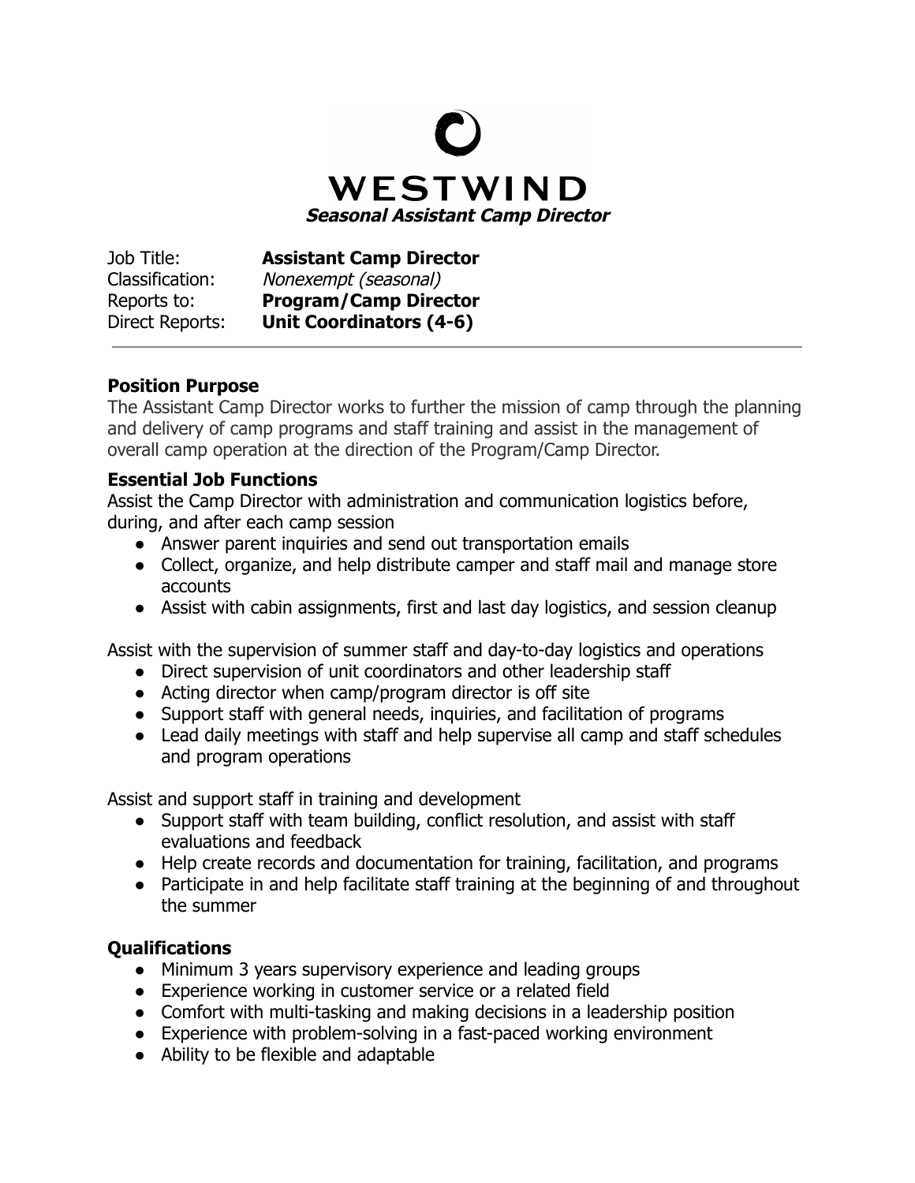# WESTWIND

***Seasonal Assistant Camp Director***

| | |
|---|---|
| Job Title: | **Assistant Camp Director** |
| Classification: | *Nonexempt (seasonal)* |
| Reports to: | **Program/Camp Director** |
| Direct Reports: | **Unit Coordinators (4-6)** |

---

## Position Purpose

The Assistant Camp Director works to further the mission of camp through the planning and delivery of camp programs and staff training and assist in the management of overall camp operation at the direction of the Program/Camp Director.

## Essential Job Functions

Assist the Camp Director with administration and communication logistics before, during, and after each camp session

- Answer parent inquiries and send out transportation emails
- Collect, organize, and help distribute camper and staff mail and manage store accounts
- Assist with cabin assignments, first and last day logistics, and session cleanup

Assist with the supervision of summer staff and day-to-day logistics and operations

- Direct supervision of unit coordinators and other leadership staff
- Acting director when camp/program director is off site
- Support staff with general needs, inquiries, and facilitation of programs
- Lead daily meetings with staff and help supervise all camp and staff schedules and program operations

Assist and support staff in training and development

- Support staff with team building, conflict resolution, and assist with staff evaluations and feedback
- Help create records and documentation for training, facilitation, and programs
- Participate in and help facilitate staff training at the beginning of and throughout the summer

## Qualifications

- Minimum 3 years supervisory experience and leading groups
- Experience working in customer service or a related field
- Comfort with multi-tasking and making decisions in a leadership position
- Experience with problem-solving in a fast-paced working environment
- Ability to be flexible and adaptable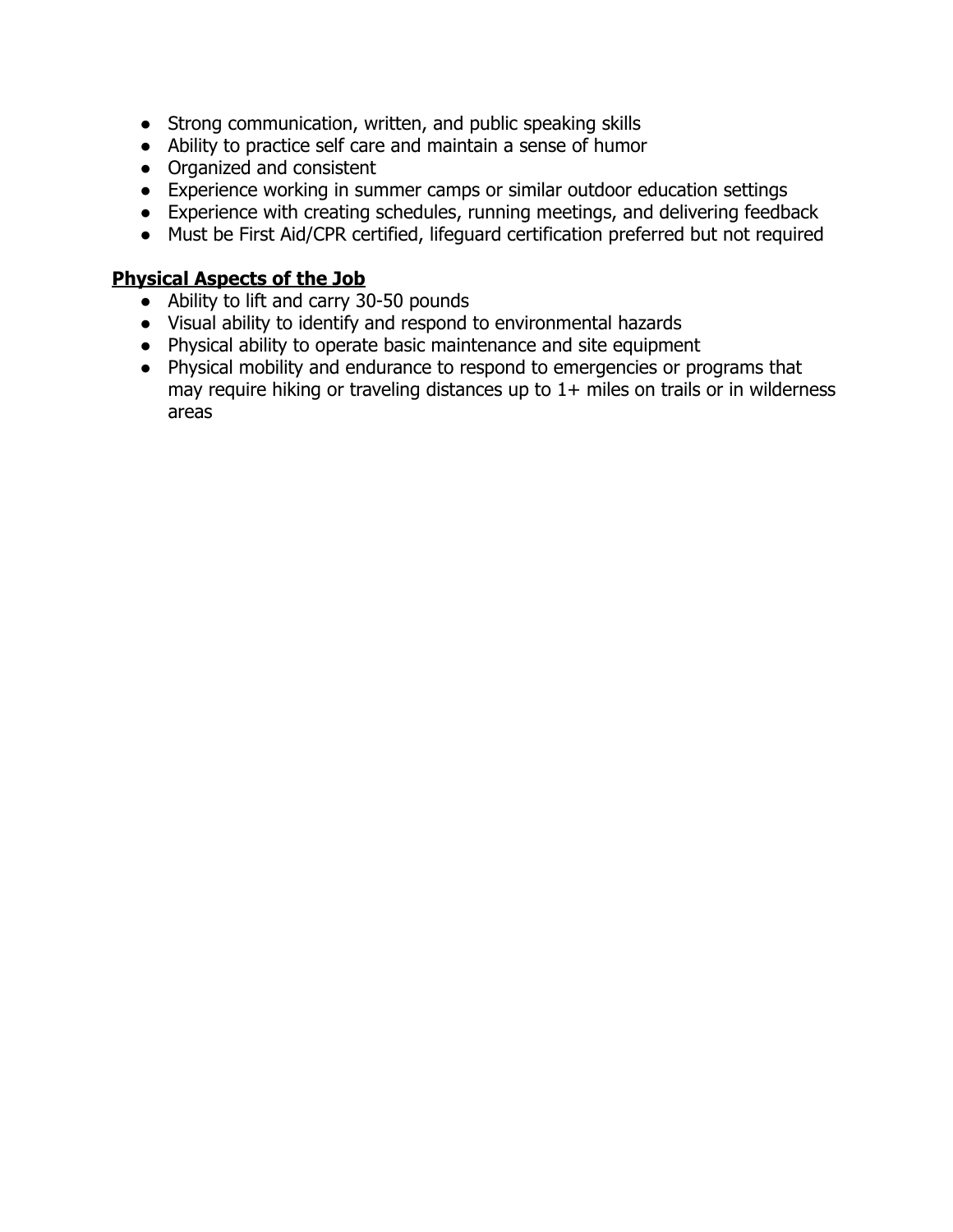- Strong communication, written, and public speaking skills
- Ability to practice self care and maintain a sense of humor
- Organized and consistent
- Experience working in summer camps or similar outdoor education settings
- Experience with creating schedules, running meetings, and delivering feedback
- Must be First Aid/CPR certified, lifeguard certification preferred but not required

**Physical Aspects of the Job**

- Ability to lift and carry 30-50 pounds
- Visual ability to identify and respond to environmental hazards
- Physical ability to operate basic maintenance and site equipment
- Physical mobility and endurance to respond to emergencies or programs that may require hiking or traveling distances up to 1+ miles on trails or in wilderness areas